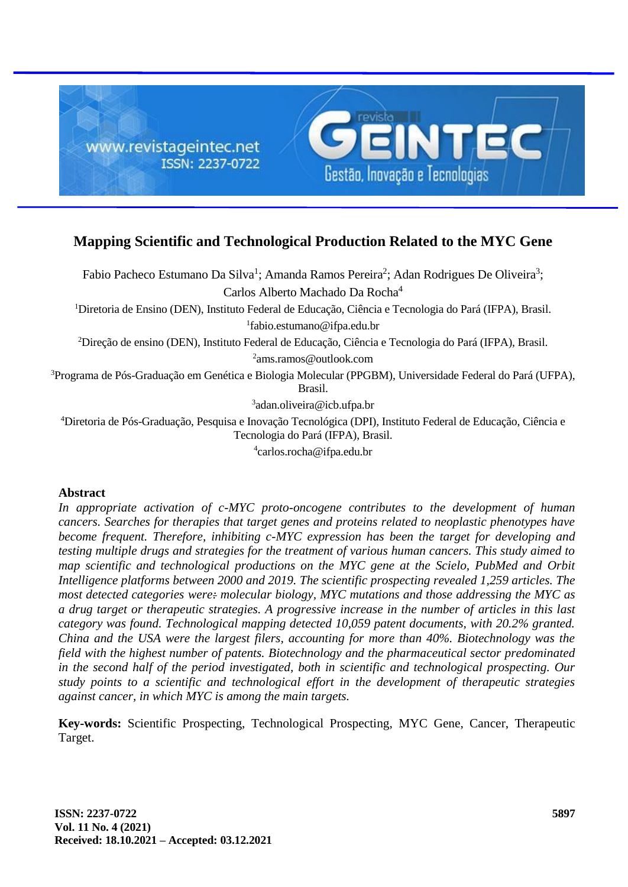# Mapping Scientific and Technological Production Related to the MYC Gene

Fabio Pacheco Estumano Da Silva[1]; Amanda Ramos Pereira[2]; Adan Rodrigues De Oliveira[3]; Carlos Alberto Machado Da Rocha[4]

[1]Diretoria de Ensino (DEN), Instituto Federal de Educação, Ciência e Tecnologia do Pará (IFPA), Brasil.
[1]fabio.estumano@ifpa.edu.br

[2]Direção de ensino (DEN), Instituto Federal de Educação, Ciência e Tecnologia do Pará (IFPA), Brasil.
[2]ams.ramos@outlook.com

[3]Programa de Pós-Graduação em Genética e Biologia Molecular (PPGBM), Universidade Federal do Pará (UFPA), Brasil.
[3]adan.oliveira@icb.ufpa.br

[4]Diretoria de Pós-Graduação, Pesquisa e Inovação Tecnológica (DPI), Instituto Federal de Educação, Ciência e Tecnologia do Pará (IFPA), Brasil.
[4]carlos.rocha@ifpa.edu.br

## Abstract

*In appropriate activation of c-MYC proto-oncogene contributes to the development of human cancers. Searches for therapies that target genes and proteins related to neoplastic phenotypes have become frequent. Therefore, inhibiting c-MYC expression has been the target for developing and testing multiple drugs and strategies for the treatment of various human cancers. This study aimed to map scientific and technological productions on the MYC gene at the Scielo, PubMed and Orbit Intelligence platforms between 2000 and 2019. The scientific prospecting revealed 1,259 articles. The most detected categories were: molecular biology, MYC mutations and those addressing the MYC as a drug target or therapeutic strategies. A progressive increase in the number of articles in this last category was found. Technological mapping detected 10,059 patent documents, with 20.2% granted. China and the USA were the largest filers, accounting for more than 40%. Biotechnology was the field with the highest number of patents. Biotechnology and the pharmaceutical sector predominated in the second half of the period investigated, both in scientific and technological prospecting. Our study points to a scientific and technological effort in the development of therapeutic strategies against cancer, in which MYC is among the main targets.*

**Key-words:** Scientific Prospecting, Technological Prospecting, MYC Gene, Cancer, Therapeutic Target.

**ISSN: 2237-0722**
**Vol. 11 No. 4 (2021)**
**Received: 18.10.2021 – Accepted: 03.12.2021**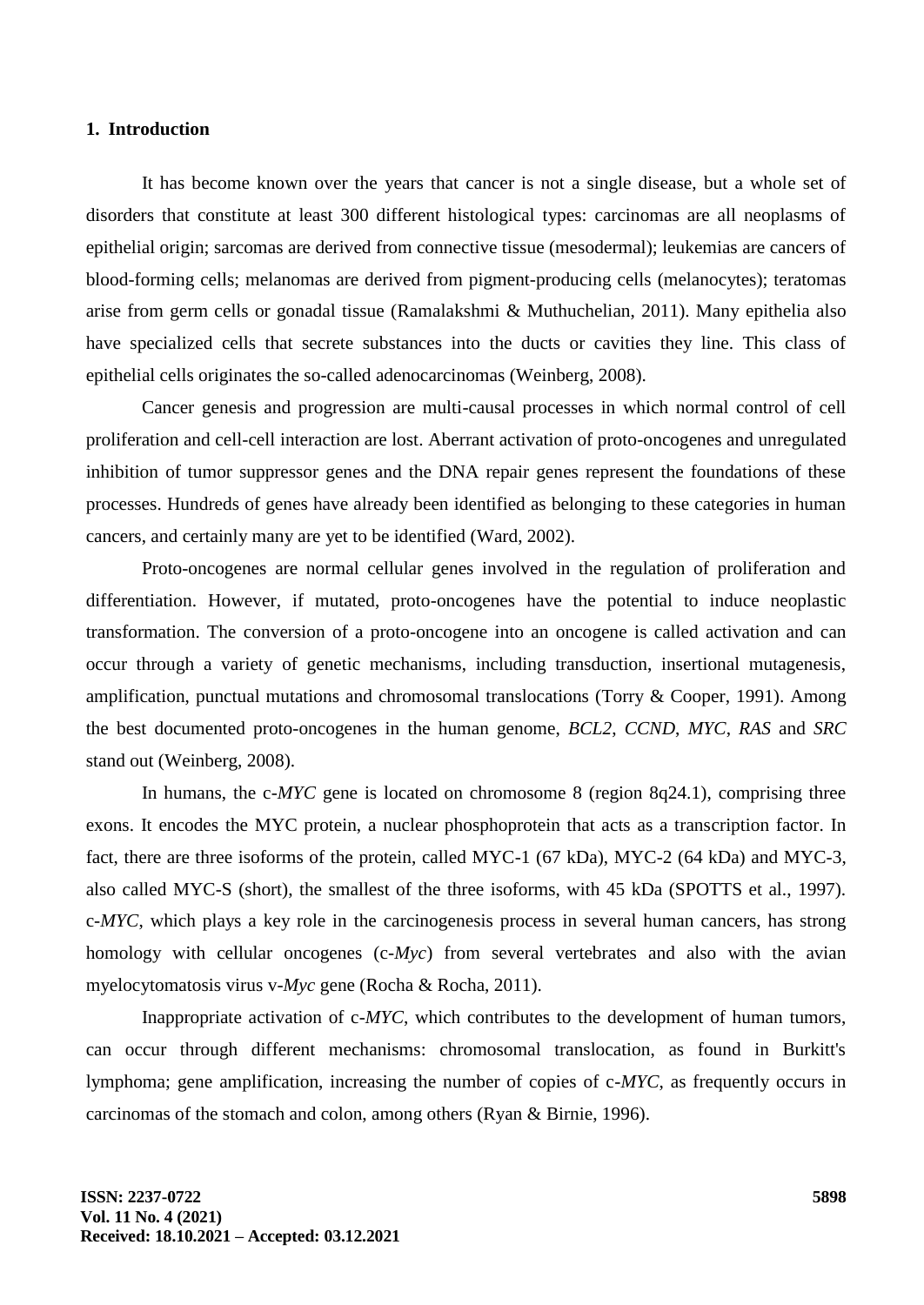## 1. Introduction

It has become known over the years that cancer is not a single disease, but a whole set of disorders that constitute at least 300 different histological types: carcinomas are all neoplasms of epithelial origin; sarcomas are derived from connective tissue (mesodermal); leukemias are cancers of blood-forming cells; melanomas are derived from pigment-producing cells (melanocytes); teratomas arise from germ cells or gonadal tissue (Ramalakshmi & Muthuchelian, 2011). Many epithelia also have specialized cells that secrete substances into the ducts or cavities they line. This class of epithelial cells originates the so-called adenocarcinomas (Weinberg, 2008).

Cancer genesis and progression are multi-causal processes in which normal control of cell proliferation and cell-cell interaction are lost. Aberrant activation of proto-oncogenes and unregulated inhibition of tumor suppressor genes and the DNA repair genes represent the foundations of these processes. Hundreds of genes have already been identified as belonging to these categories in human cancers, and certainly many are yet to be identified (Ward, 2002).

Proto-oncogenes are normal cellular genes involved in the regulation of proliferation and differentiation. However, if mutated, proto-oncogenes have the potential to induce neoplastic transformation. The conversion of a proto-oncogene into an oncogene is called activation and can occur through a variety of genetic mechanisms, including transduction, insertional mutagenesis, amplification, punctual mutations and chromosomal translocations (Torry & Cooper, 1991). Among the best documented proto-oncogenes in the human genome, *BCL2*, *CCND*, *MYC*, *RAS* and *SRC* stand out (Weinberg, 2008).

In humans, the c-*MYC* gene is located on chromosome 8 (region 8q24.1), comprising three exons. It encodes the MYC protein, a nuclear phosphoprotein that acts as a transcription factor. In fact, there are three isoforms of the protein, called MYC-1 (67 kDa), MYC-2 (64 kDa) and MYC-3, also called MYC-S (short), the smallest of the three isoforms, with 45 kDa (SPOTTS et al., 1997). c-*MYC*, which plays a key role in the carcinogenesis process in several human cancers, has strong homology with cellular oncogenes (c-*Myc*) from several vertebrates and also with the avian myelocytomatosis virus v-*Myc* gene (Rocha & Rocha, 2011).

Inappropriate activation of c-*MYC*, which contributes to the development of human tumors, can occur through different mechanisms: chromosomal translocation, as found in Burkitt's lymphoma; gene amplification, increasing the number of copies of c-*MYC*, as frequently occurs in carcinomas of the stomach and colon, among others (Ryan & Birnie, 1996).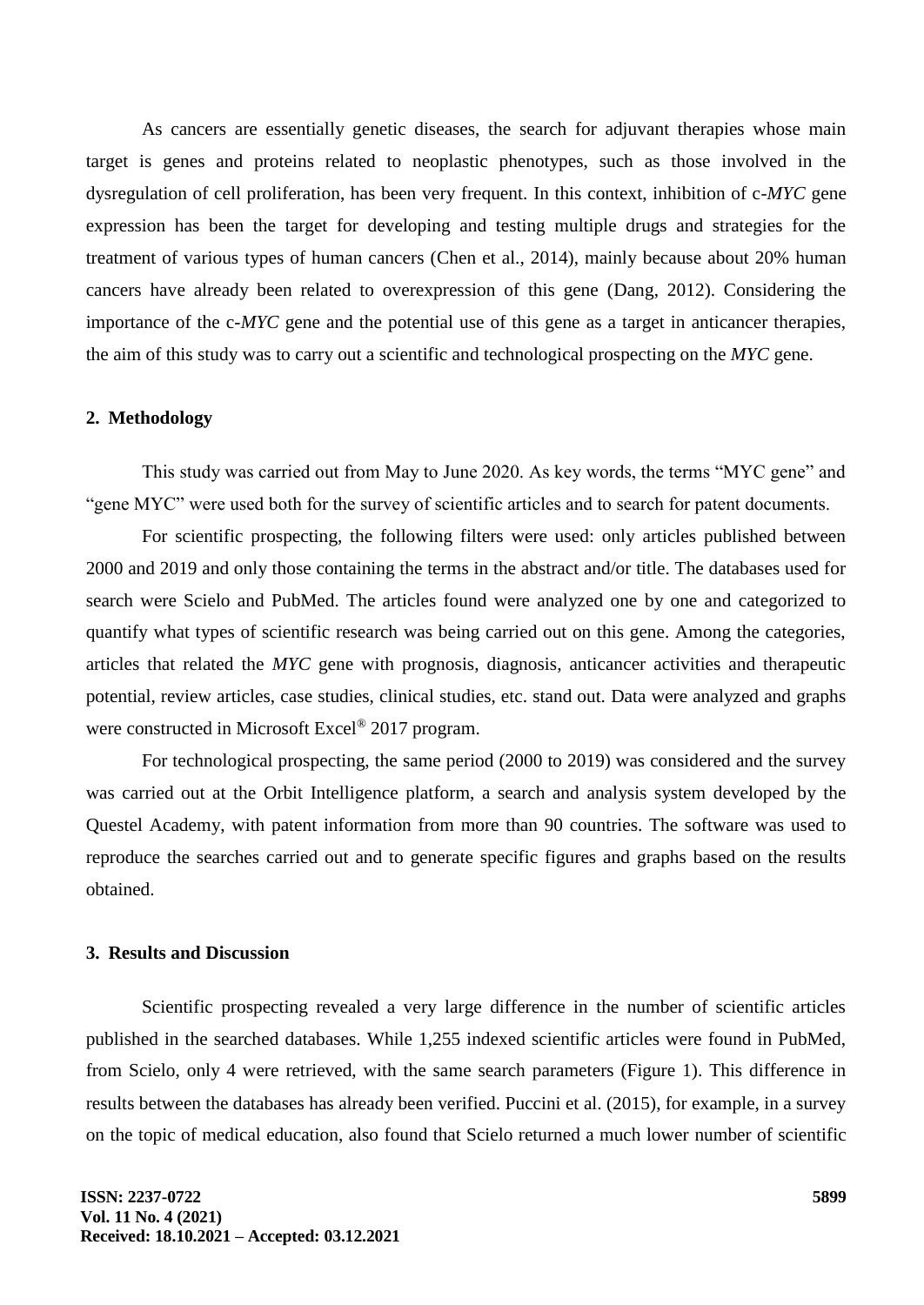As cancers are essentially genetic diseases, the search for adjuvant therapies whose main target is genes and proteins related to neoplastic phenotypes, such as those involved in the dysregulation of cell proliferation, has been very frequent. In this context, inhibition of c-*MYC* gene expression has been the target for developing and testing multiple drugs and strategies for the treatment of various types of human cancers (Chen et al., 2014), mainly because about 20% human cancers have already been related to overexpression of this gene (Dang, 2012). Considering the importance of the c-*MYC* gene and the potential use of this gene as a target in anticancer therapies, the aim of this study was to carry out a scientific and technological prospecting on the *MYC* gene.

## 2. Methodology

This study was carried out from May to June 2020. As key words, the terms "MYC gene" and "gene MYC" were used both for the survey of scientific articles and to search for patent documents.

For scientific prospecting, the following filters were used: only articles published between 2000 and 2019 and only those containing the terms in the abstract and/or title. The databases used for search were Scielo and PubMed. The articles found were analyzed one by one and categorized to quantify what types of scientific research was being carried out on this gene. Among the categories, articles that related the *MYC* gene with prognosis, diagnosis, anticancer activities and therapeutic potential, review articles, case studies, clinical studies, etc. stand out. Data were analyzed and graphs were constructed in Microsoft Excel® 2017 program.

For technological prospecting, the same period (2000 to 2019) was considered and the survey was carried out at the Orbit Intelligence platform, a search and analysis system developed by the Questel Academy, with patent information from more than 90 countries. The software was used to reproduce the searches carried out and to generate specific figures and graphs based on the results obtained.

## 3. Results and Discussion

Scientific prospecting revealed a very large difference in the number of scientific articles published in the searched databases. While 1,255 indexed scientific articles were found in PubMed, from Scielo, only 4 were retrieved, with the same search parameters (Figure 1). This difference in results between the databases has already been verified. Puccini et al. (2015), for example, in a survey on the topic of medical education, also found that Scielo returned a much lower number of scientific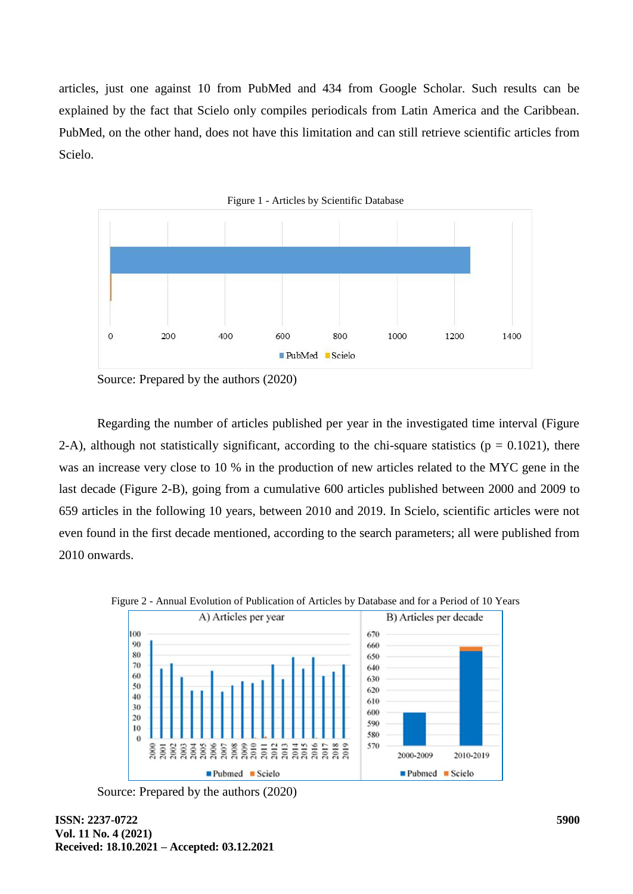articles, just one against 10 from PubMed and 434 from Google Scholar. Such results can be explained by the fact that Scielo only compiles periodicals from Latin America and the Caribbean. PubMed, on the other hand, does not have this limitation and can still retrieve scientific articles from Scielo.

Figure 1 - Articles by Scientific Database

Source: Prepared by the authors (2020)

Regarding the number of articles published per year in the investigated time interval (Figure 2-A), although not statistically significant, according to the chi-square statistics ($p = 0.1021$), there was an increase very close to 10 % in the production of new articles related to the MYC gene in the last decade (Figure 2-B), going from a cumulative 600 articles published between 2000 and 2009 to 659 articles in the following 10 years, between 2010 and 2019. In Scielo, scientific articles were not even found in the first decade mentioned, according to the search parameters; all were published from 2010 onwards.

Figure 2 - Annual Evolution of Publication of Articles by Database and for a Period of 10 Years

Source: Prepared by the authors (2020)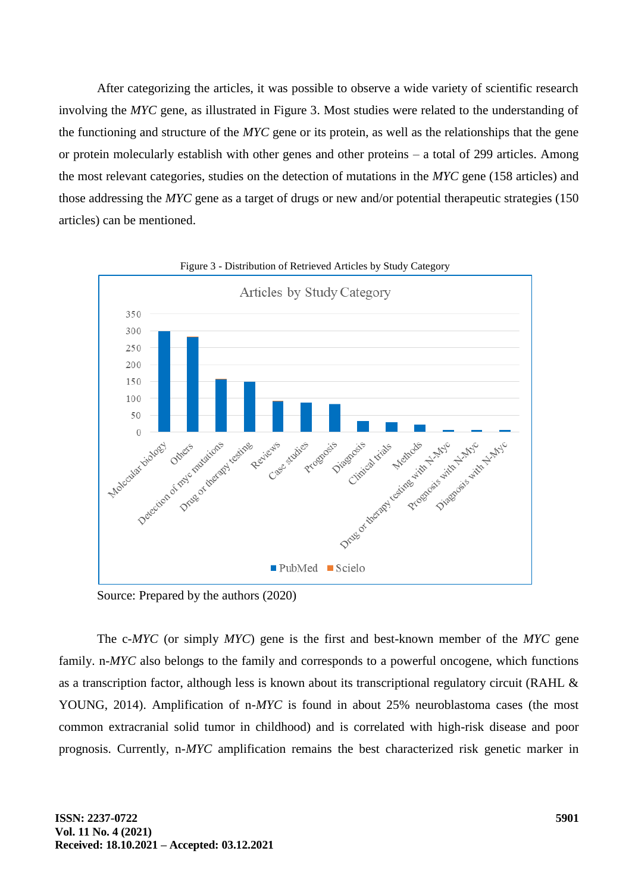After categorizing the articles, it was possible to observe a wide variety of scientific research involving the *MYC* gene, as illustrated in Figure 3. Most studies were related to the understanding of the functioning and structure of the *MYC* gene or its protein, as well as the relationships that the gene or protein molecularly establish with other genes and other proteins – a total of 299 articles. Among the most relevant categories, studies on the detection of mutations in the *MYC* gene (158 articles) and those addressing the *MYC* gene as a target of drugs or new and/or potential therapeutic strategies (150 articles) can be mentioned.

Figure 3 - Distribution of Retrieved Articles by Study Category

Source: Prepared by the authors (2020)

The c-*MYC* (or simply *MYC*) gene is the first and best-known member of the *MYC* gene family. n-*MYC* also belongs to the family and corresponds to a powerful oncogene, which functions as a transcription factor, although less is known about its transcriptional regulatory circuit (RAHL & YOUNG, 2014). Amplification of n-*MYC* is found in about 25% neuroblastoma cases (the most common extracranial solid tumor in childhood) and is correlated with high-risk disease and poor prognosis. Currently, n-*MYC* amplification remains the best characterized risk genetic marker in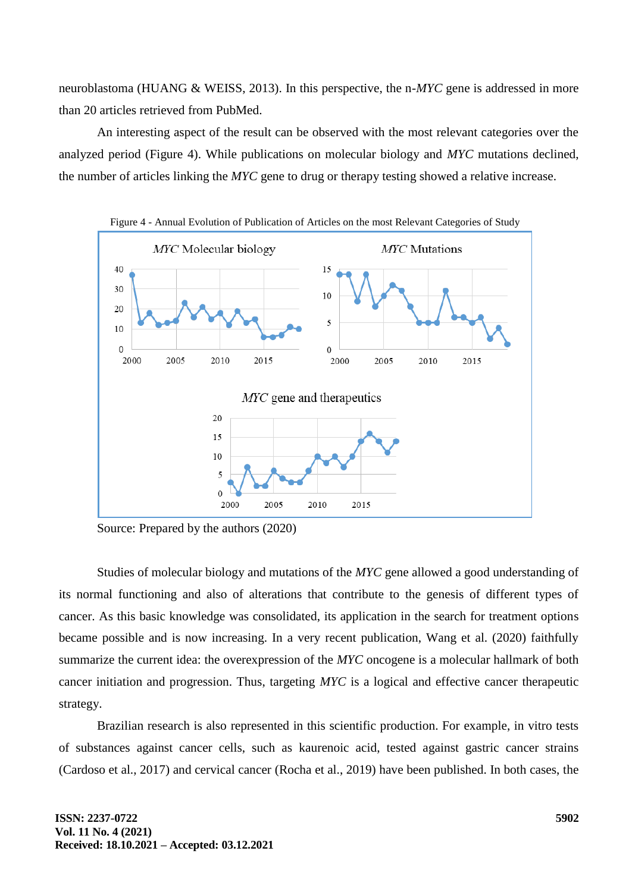neuroblastoma (HUANG & WEISS, 2013). In this perspective, the n-*MYC* gene is addressed in more than 20 articles retrieved from PubMed.

An interesting aspect of the result can be observed with the most relevant categories over the analyzed period (Figure 4). While publications on molecular biology and *MYC* mutations declined, the number of articles linking the *MYC* gene to drug or therapy testing showed a relative increase.

Figure 4 - Annual Evolution of Publication of Articles on the most Relevant Categories of Study

Source: Prepared by the authors (2020)

Studies of molecular biology and mutations of the *MYC* gene allowed a good understanding of its normal functioning and also of alterations that contribute to the genesis of different types of cancer. As this basic knowledge was consolidated, its application in the search for treatment options became possible and is now increasing. In a very recent publication, Wang et al. (2020) faithfully summarize the current idea: the overexpression of the *MYC* oncogene is a molecular hallmark of both cancer initiation and progression. Thus, targeting *MYC* is a logical and effective cancer therapeutic strategy.

Brazilian research is also represented in this scientific production. For example, in vitro tests of substances against cancer cells, such as kaurenoic acid, tested against gastric cancer strains (Cardoso et al., 2017) and cervical cancer (Rocha et al., 2019) have been published. In both cases, the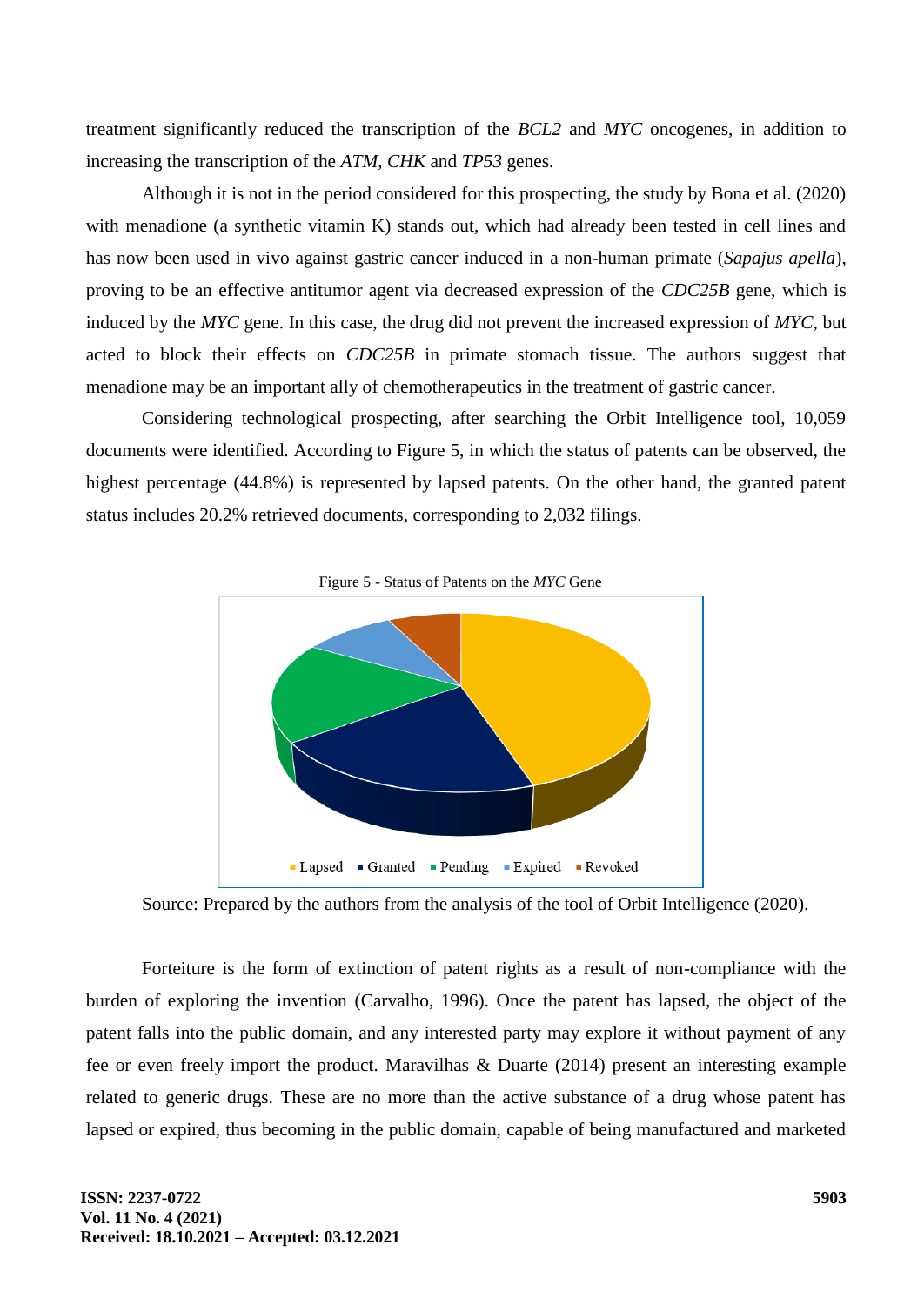treatment significantly reduced the transcription of the *BCL2* and *MYC* oncogenes, in addition to increasing the transcription of the *ATM*, *CHK* and *TP53* genes.

Although it is not in the period considered for this prospecting, the study by Bona et al. (2020) with menadione (a synthetic vitamin K) stands out, which had already been tested in cell lines and has now been used in vivo against gastric cancer induced in a non-human primate (*Sapajus apella*), proving to be an effective antitumor agent via decreased expression of the *CDC25B* gene, which is induced by the *MYC* gene. In this case, the drug did not prevent the increased expression of *MYC*, but acted to block their effects on *CDC25B* in primate stomach tissue. The authors suggest that menadione may be an important ally of chemotherapeutics in the treatment of gastric cancer.

Considering technological prospecting, after searching the Orbit Intelligence tool, 10,059 documents were identified. According to Figure 5, in which the status of patents can be observed, the highest percentage (44.8%) is represented by lapsed patents. On the other hand, the granted patent status includes 20.2% retrieved documents, corresponding to 2,032 filings.

Figure 5 - Status of Patents on the *MYC* Gene

Lapsed · Granted · Pending · Expired · Revoked

Source: Prepared by the authors from the analysis of the tool of Orbit Intelligence (2020).

Forteiture is the form of extinction of patent rights as a result of non-compliance with the burden of exploring the invention (Carvalho, 1996). Once the patent has lapsed, the object of the patent falls into the public domain, and any interested party may explore it without payment of any fee or even freely import the product. Maravilhas & Duarte (2014) present an interesting example related to generic drugs. These are no more than the active substance of a drug whose patent has lapsed or expired, thus becoming in the public domain, capable of being manufactured and marketed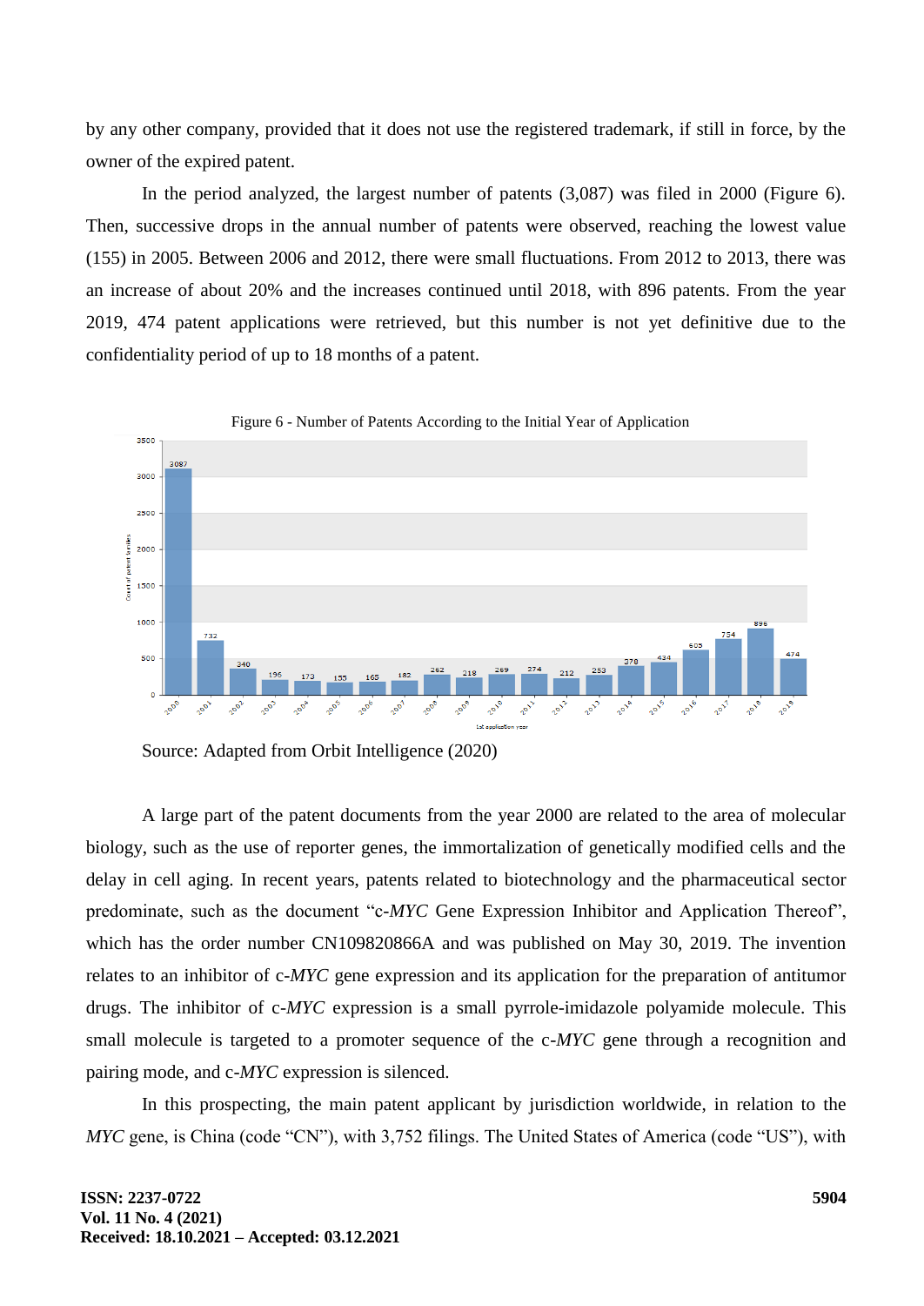by any other company, provided that it does not use the registered trademark, if still in force, by the owner of the expired patent.

In the period analyzed, the largest number of patents (3,087) was filed in 2000 (Figure 6). Then, successive drops in the annual number of patents were observed, reaching the lowest value (155) in 2005. Between 2006 and 2012, there were small fluctuations. From 2012 to 2013, there was an increase of about 20% and the increases continued until 2018, with 896 patents. From the year 2019, 474 patent applications were retrieved, but this number is not yet definitive due to the confidentiality period of up to 18 months of a patent.

Figure 6 - Number of Patents According to the Initial Year of Application

Source: Adapted from Orbit Intelligence (2020)

A large part of the patent documents from the year 2000 are related to the area of molecular biology, such as the use of reporter genes, the immortalization of genetically modified cells and the delay in cell aging. In recent years, patents related to biotechnology and the pharmaceutical sector predominate, such as the document "c-*MYC* Gene Expression Inhibitor and Application Thereof", which has the order number CN109820866A and was published on May 30, 2019. The invention relates to an inhibitor of c-*MYC* gene expression and its application for the preparation of antitumor drugs. The inhibitor of c-*MYC* expression is a small pyrrole-imidazole polyamide molecule. This small molecule is targeted to a promoter sequence of the c-*MYC* gene through a recognition and pairing mode, and c-*MYC* expression is silenced.

In this prospecting, the main patent applicant by jurisdiction worldwide, in relation to the *MYC* gene, is China (code "CN"), with 3,752 filings. The United States of America (code "US"), with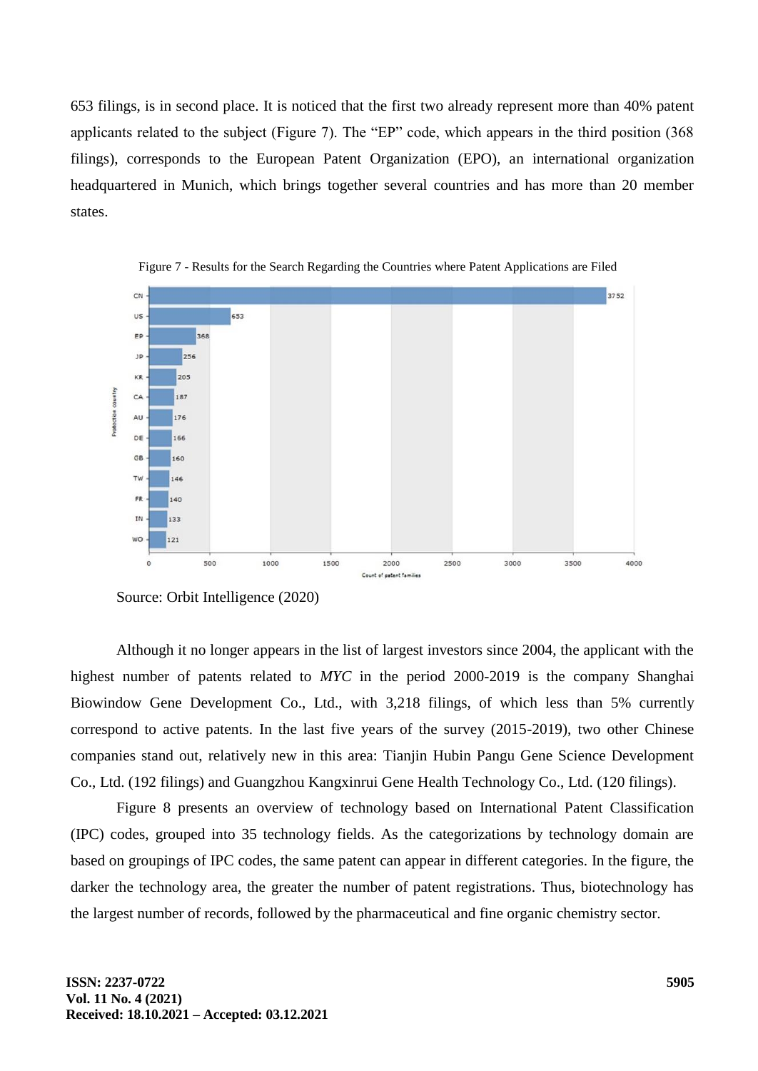653 filings, is in second place. It is noticed that the first two already represent more than 40% patent applicants related to the subject (Figure 7). The “EP” code, which appears in the third position (368 filings), corresponds to the European Patent Organization (EPO), an international organization headquartered in Munich, which brings together several countries and has more than 20 member states.

Figure 7 - Results for the Search Regarding the Countries where Patent Applications are Filed

Source: Orbit Intelligence (2020)

Although it no longer appears in the list of largest investors since 2004, the applicant with the highest number of patents related to *MYC* in the period 2000-2019 is the company Shanghai Biowindow Gene Development Co., Ltd., with 3,218 filings, of which less than 5% currently correspond to active patents. In the last five years of the survey (2015-2019), two other Chinese companies stand out, relatively new in this area: Tianjin Hubin Pangu Gene Science Development Co., Ltd. (192 filings) and Guangzhou Kangxinrui Gene Health Technology Co., Ltd. (120 filings).

Figure 8 presents an overview of technology based on International Patent Classification (IPC) codes, grouped into 35 technology fields. As the categorizations by technology domain are based on groupings of IPC codes, the same patent can appear in different categories. In the figure, the darker the technology area, the greater the number of patent registrations. Thus, biotechnology has the largest number of records, followed by the pharmaceutical and fine organic chemistry sector.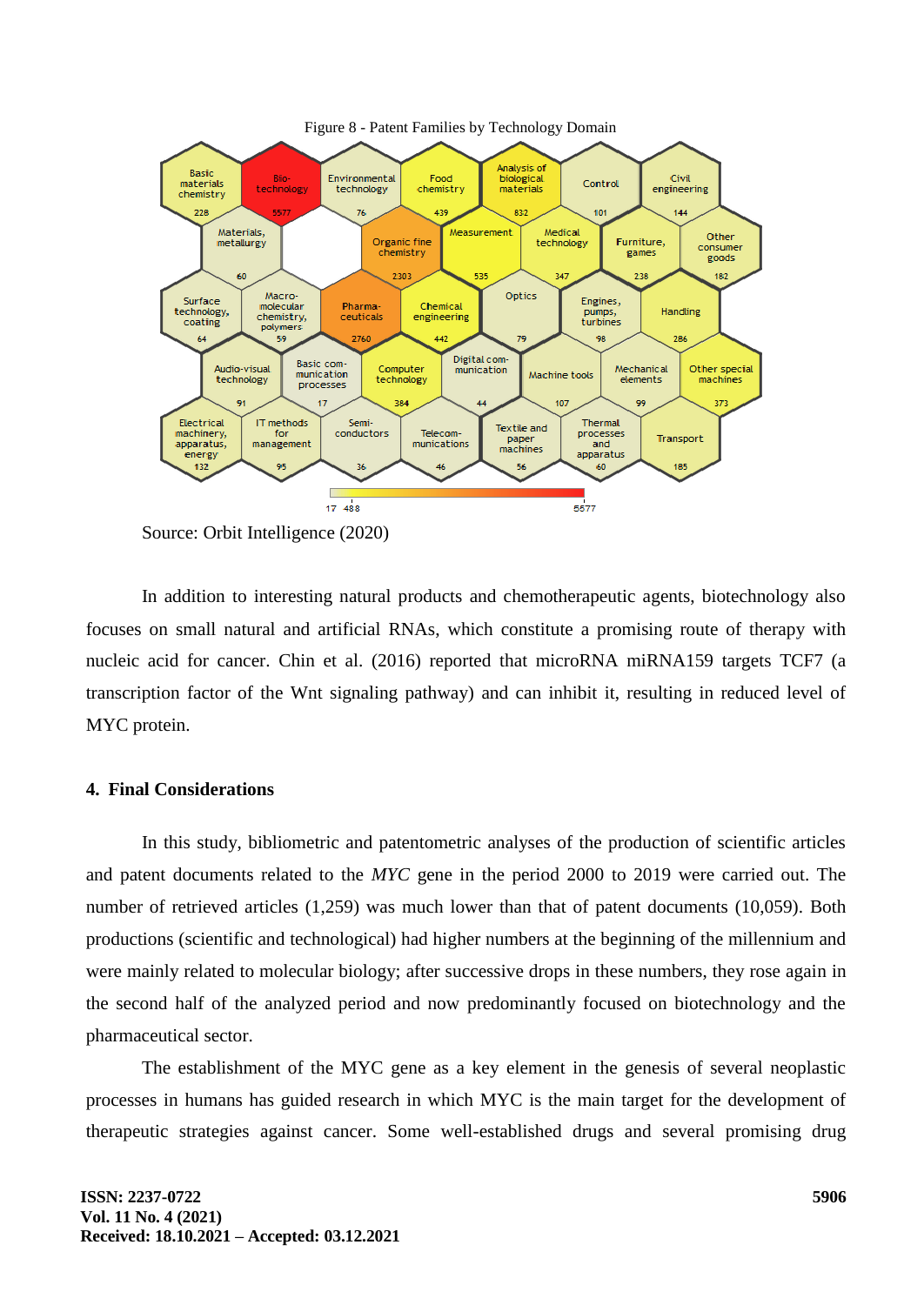Figure 8 - Patent Families by Technology Domain

Source: Orbit Intelligence (2020)

In addition to interesting natural products and chemotherapeutic agents, biotechnology also focuses on small natural and artificial RNAs, which constitute a promising route of therapy with nucleic acid for cancer. Chin et al. (2016) reported that microRNA miRNA159 targets TCF7 (a transcription factor of the Wnt signaling pathway) and can inhibit it, resulting in reduced level of MYC protein.

## 4. Final Considerations

In this study, bibliometric and patentometric analyses of the production of scientific articles and patent documents related to the *MYC* gene in the period 2000 to 2019 were carried out. The number of retrieved articles (1,259) was much lower than that of patent documents (10,059). Both productions (scientific and technological) had higher numbers at the beginning of the millennium and were mainly related to molecular biology; after successive drops in these numbers, they rose again in the second half of the analyzed period and now predominantly focused on biotechnology and the pharmaceutical sector.

The establishment of the MYC gene as a key element in the genesis of several neoplastic processes in humans has guided research in which MYC is the main target for the development of therapeutic strategies against cancer. Some well-established drugs and several promising drug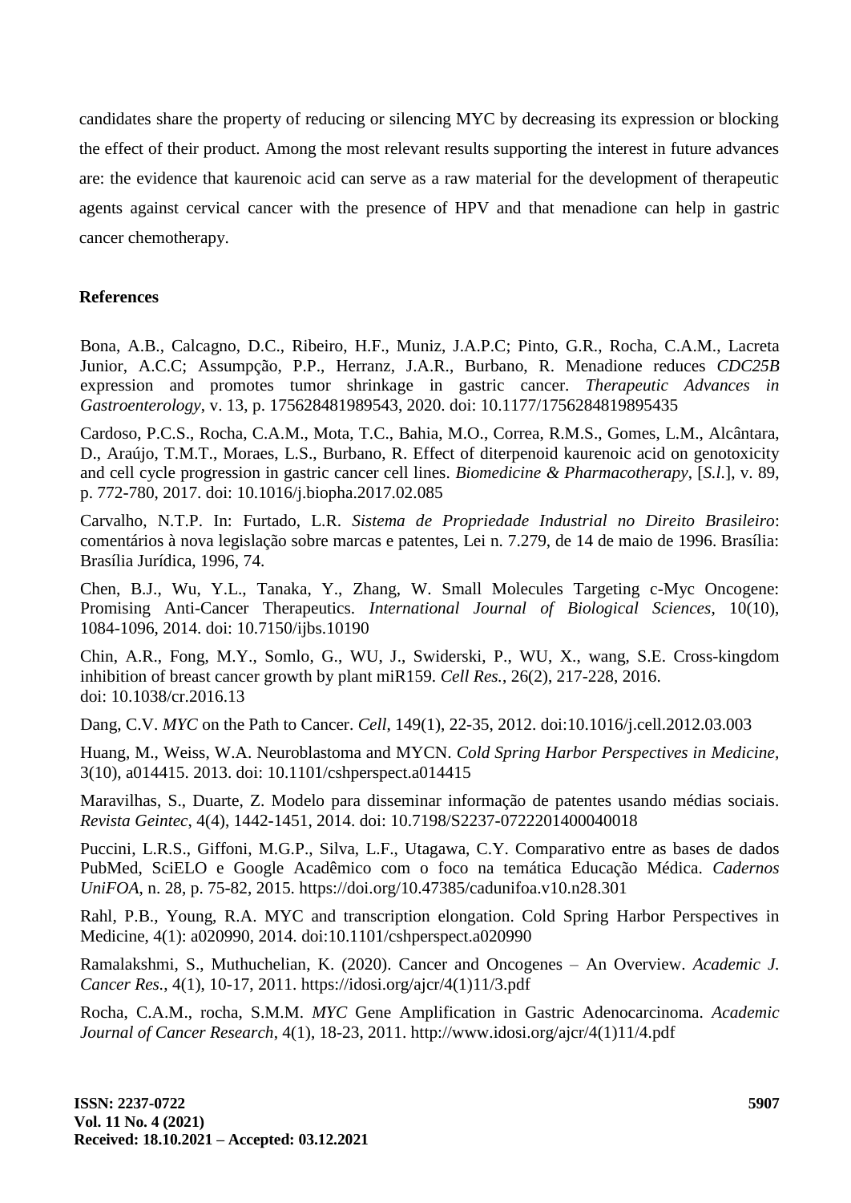candidates share the property of reducing or silencing MYC by decreasing its expression or blocking the effect of their product. Among the most relevant results supporting the interest in future advances are: the evidence that kaurenoic acid can serve as a raw material for the development of therapeutic agents against cervical cancer with the presence of HPV and that menadione can help in gastric cancer chemotherapy.

## References

Bona, A.B., Calcagno, D.C., Ribeiro, H.F., Muniz, J.A.P.C; Pinto, G.R., Rocha, C.A.M., Lacreta Junior, A.C.C; Assumpção, P.P., Herranz, J.A.R., Burbano, R. Menadione reduces *CDC25B* expression and promotes tumor shrinkage in gastric cancer. *Therapeutic Advances in Gastroenterology*, v. 13, p. 175628481989543, 2020. doi: 10.1177/1756284819895435

Cardoso, P.C.S., Rocha, C.A.M., Mota, T.C., Bahia, M.O., Correa, R.M.S., Gomes, L.M., Alcântara, D., Araújo, T.M.T., Moraes, L.S., Burbano, R. Effect of diterpenoid kaurenoic acid on genotoxicity and cell cycle progression in gastric cancer cell lines. *Biomedicine & Pharmacotherapy*, [*S.l.*], v. 89, p. 772-780, 2017. doi: 10.1016/j.biopha.2017.02.085

Carvalho, N.T.P. In: Furtado, L.R. *Sistema de Propriedade Industrial no Direito Brasileiro*: comentários à nova legislação sobre marcas e patentes, Lei n. 7.279, de 14 de maio de 1996. Brasília: Brasília Jurídica, 1996, 74.

Chen, B.J., Wu, Y.L., Tanaka, Y., Zhang, W. Small Molecules Targeting c-Myc Oncogene: Promising Anti-Cancer Therapeutics. *International Journal of Biological Sciences*, 10(10), 1084-1096, 2014. doi: 10.7150/ijbs.10190

Chin, A.R., Fong, M.Y., Somlo, G., WU, J., Swiderski, P., WU, X., wang, S.E. Cross-kingdom inhibition of breast cancer growth by plant miR159. *Cell Res.*, 26(2), 217-228, 2016. doi: 10.1038/cr.2016.13

Dang, C.V. *MYC* on the Path to Cancer. *Cell*, 149(1), 22-35, 2012. doi:10.1016/j.cell.2012.03.003

Huang, M., Weiss, W.A. Neuroblastoma and MYCN. *Cold Spring Harbor Perspectives in Medicine*, 3(10), a014415. 2013. doi: 10.1101/cshperspect.a014415

Maravilhas, S., Duarte, Z. Modelo para disseminar informação de patentes usando médias sociais. *Revista Geintec*, 4(4), 1442-1451, 2014. doi: 10.7198/S2237-0722201400040018

Puccini, L.R.S., Giffoni, M.G.P., Silva, L.F., Utagawa, C.Y. Comparativo entre as bases de dados PubMed, SciELO e Google Acadêmico com o foco na temática Educação Médica. *Cadernos UniFOA*, n. 28, p. 75-82, 2015. https://doi.org/10.47385/cadunifoa.v10.n28.301

Rahl, P.B., Young, R.A. MYC and transcription elongation. Cold Spring Harbor Perspectives in Medicine, 4(1): a020990, 2014. doi:10.1101/cshperspect.a020990

Ramalakshmi, S., Muthuchelian, K. (2020). Cancer and Oncogenes – An Overview. *Academic J. Cancer Res.*, 4(1), 10-17, 2011. https://idosi.org/ajcr/4(1)11/3.pdf

Rocha, C.A.M., rocha, S.M.M. *MYC* Gene Amplification in Gastric Adenocarcinoma. *Academic Journal of Cancer Research*, 4(1), 18-23, 2011. http://www.idosi.org/ajcr/4(1)11/4.pdf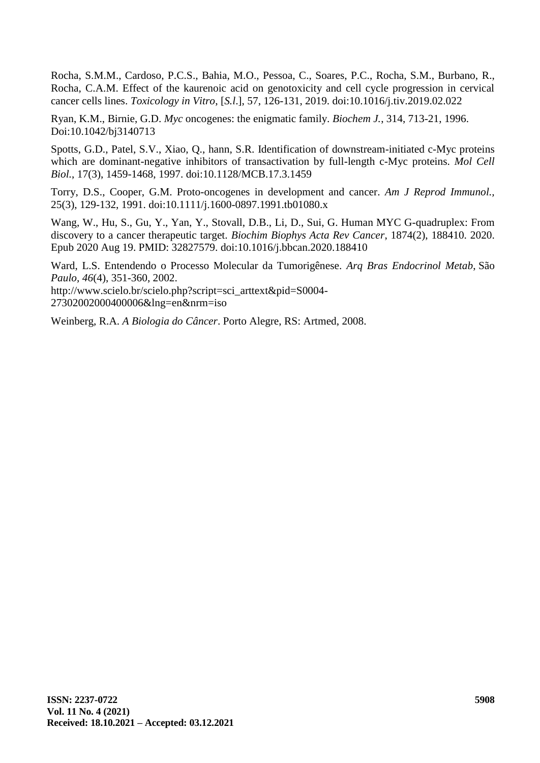Rocha, S.M.M., Cardoso, P.C.S., Bahia, M.O., Pessoa, C., Soares, P.C., Rocha, S.M., Burbano, R., Rocha, C.A.M. Effect of the kaurenoic acid on genotoxicity and cell cycle progression in cervical cancer cells lines. *Toxicology in Vitro*, [*S.l.*], 57, 126-131, 2019. doi:10.1016/j.tiv.2019.02.022

Ryan, K.M., Birnie, G.D. *Myc* oncogenes: the enigmatic family. *Biochem J.*, 314, 713-21, 1996. Doi:10.1042/bj3140713

Spotts, G.D., Patel, S.V., Xiao, Q., hann, S.R. Identification of downstream-initiated c-Myc proteins which are dominant-negative inhibitors of transactivation by full-length c-Myc proteins. *Mol Cell Biol.*, 17(3), 1459-1468, 1997. doi:10.1128/MCB.17.3.1459

Torry, D.S., Cooper, G.M. Proto-oncogenes in development and cancer. *Am J Reprod Immunol.*, 25(3), 129-132, 1991. doi:10.1111/j.1600-0897.1991.tb01080.x

Wang, W., Hu, S., Gu, Y., Yan, Y., Stovall, D.B., Li, D., Sui, G. Human MYC G-quadruplex: From discovery to a cancer therapeutic target. *Biochim Biophys Acta Rev Cancer*, 1874(2), 188410. 2020. Epub 2020 Aug 19. PMID: 32827579. doi:10.1016/j.bbcan.2020.188410

Ward, L.S. Entendendo o Processo Molecular da Tumorigênese. *Arq Bras Endocrinol Metab*, São *Paulo*, *46*(4), 351-360, 2002. http://www.scielo.br/scielo.php?script=sci_arttext&pid=S0004-27302002000400006&lng=en&nrm=iso

Weinberg, R.A. *A Biologia do Câncer*. Porto Alegre, RS: Artmed, 2008.